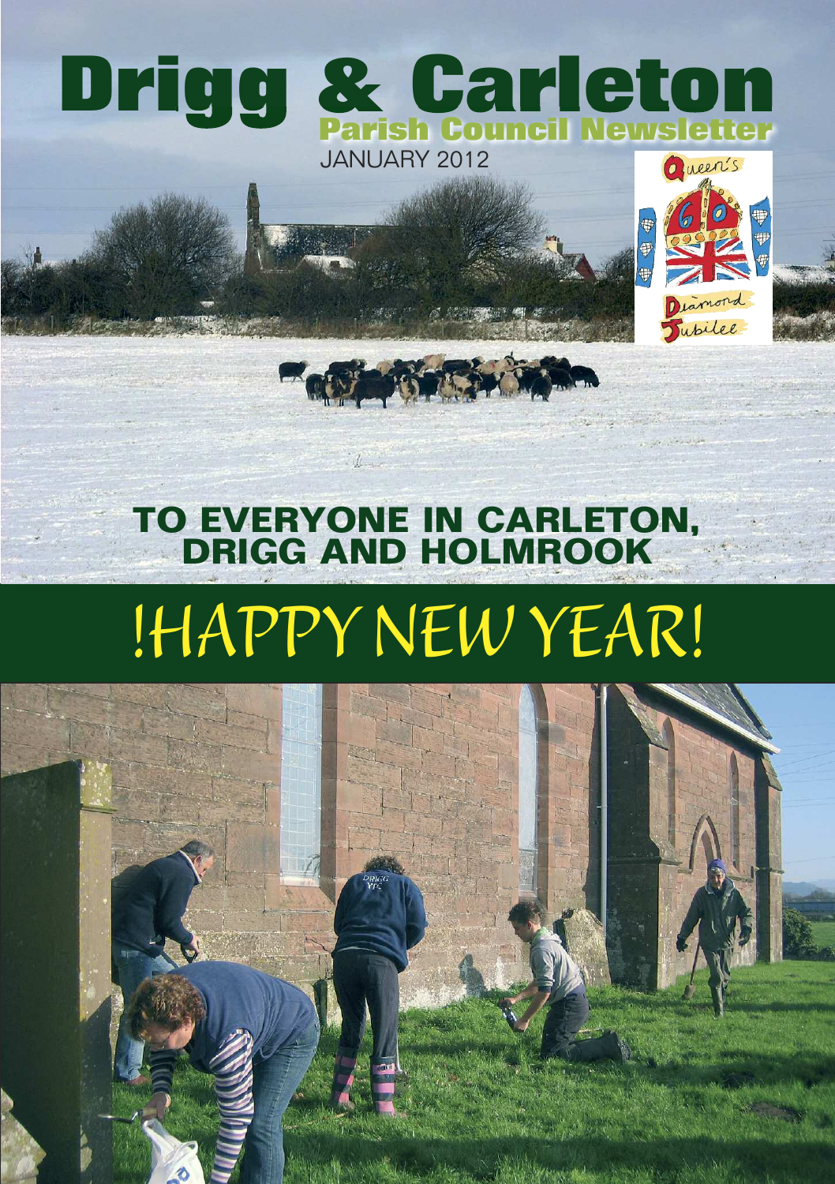# Drigg & Carleton

## Parish Council Newsletter

JANUARY 2012

## TO EVERYONE IN CARLETON, DRIGG AND HOLMROOK

# !HAPPY NEW YEAR!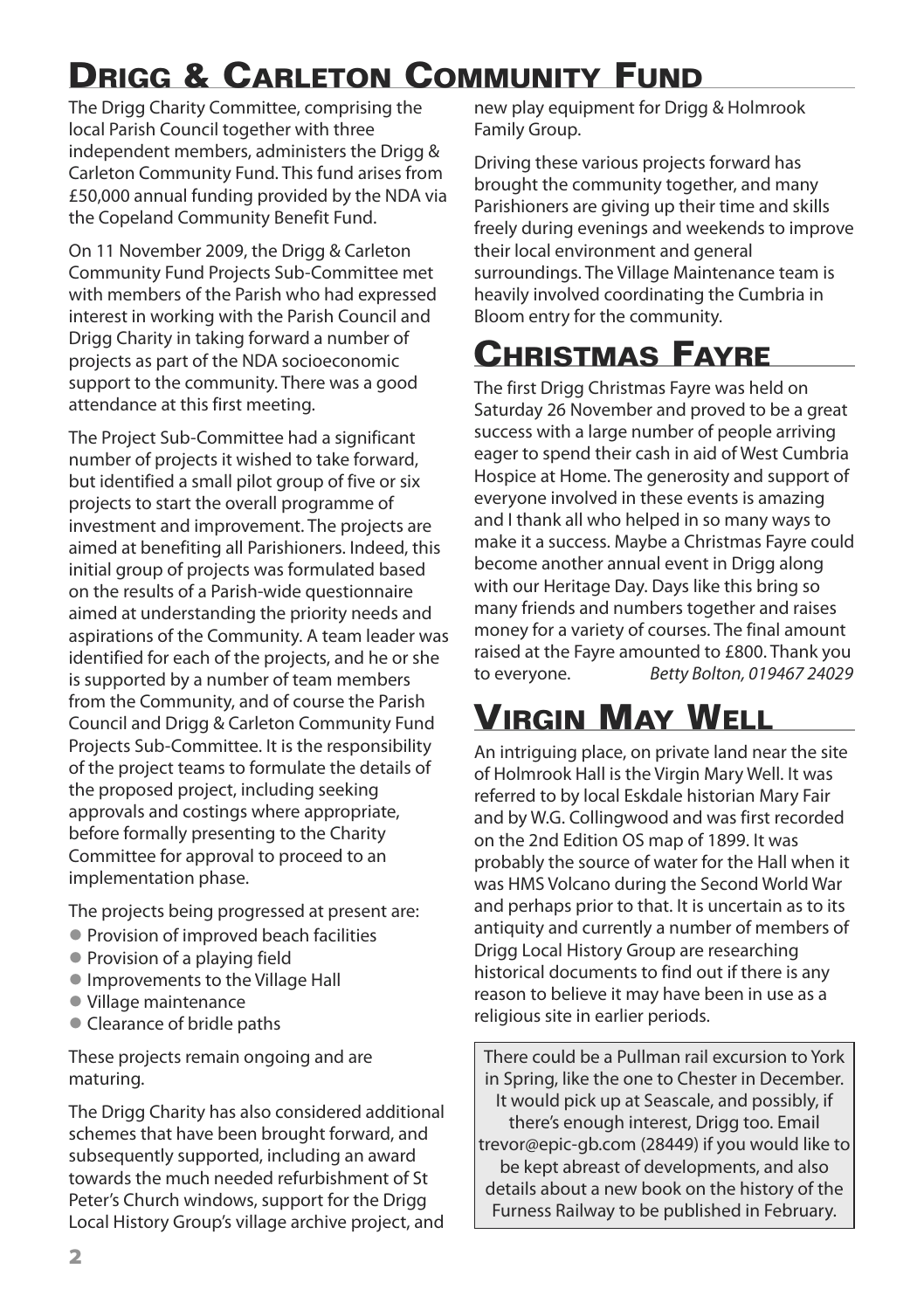# Drigg & Carleton Community Fund

The Drigg Charity Committee, comprising the local Parish Council together with three independent members, administers the Drigg & Carleton Community Fund. This fund arises from £50,000 annual funding provided by the NDA via the Copeland Community Benefit Fund.

On 11 November 2009, the Drigg & Carleton Community Fund Projects Sub-Committee met with members of the Parish who had expressed interest in working with the Parish Council and Drigg Charity in taking forward a number of projects as part of the NDA socioeconomic support to the community. There was a good attendance at this first meeting.

The Project Sub-Committee had a significant number of projects it wished to take forward, but identified a small pilot group of five or six projects to start the overall programme of investment and improvement. The projects are aimed at benefiting all Parishioners. Indeed, this initial group of projects was formulated based on the results of a Parish-wide questionnaire aimed at understanding the priority needs and aspirations of the Community. A team leader was identified for each of the projects, and he or she is supported by a number of team members from the Community, and of course the Parish Council and Drigg & Carleton Community Fund Projects Sub-Committee. It is the responsibility of the project teams to formulate the details of the proposed project, including seeking approvals and costings where appropriate, before formally presenting to the Charity Committee for approval to proceed to an implementation phase.

The projects being progressed at present are:

- Provision of improved beach facilities
- Provision of a playing field
- Improvements to the Village Hall
- Village maintenance
- Clearance of bridle paths

These projects remain ongoing and are maturing.

The Drigg Charity has also considered additional schemes that have been brought forward, and subsequently supported, including an award towards the much needed refurbishment of St Peter's Church windows, support for the Drigg Local History Group's village archive project, and new play equipment for Drigg & Holmrook Family Group.

Driving these various projects forward has brought the community together, and many Parishioners are giving up their time and skills freely during evenings and weekends to improve their local environment and general surroundings. The Village Maintenance team is heavily involved coordinating the Cumbria in Bloom entry for the community.

# Christmas Fayre

The first Drigg Christmas Fayre was held on Saturday 26 November and proved to be a great success with a large number of people arriving eager to spend their cash in aid of West Cumbria Hospice at Home. The generosity and support of everyone involved in these events is amazing and I thank all who helped in so many ways to make it a success. Maybe a Christmas Fayre could become another annual event in Drigg along with our Heritage Day. Days like this bring so many friends and numbers together and raises money for a variety of courses. The final amount raised at the Fayre amounted to £800. Thank you to everyone. *Betty Bolton, 019467 24029*

# Virgin May Well

An intriguing place, on private land near the site of Holmrook Hall is the Virgin Mary Well. It was referred to by local Eskdale historian Mary Fair and by W.G. Collingwood and was first recorded on the 2nd Edition OS map of 1899. It was probably the source of water for the Hall when it was HMS Volcano during the Second World War and perhaps prior to that. It is uncertain as to its antiquity and currently a number of members of Drigg Local History Group are researching historical documents to find out if there is any reason to believe it may have been in use as a religious site in earlier periods.

There could be a Pullman rail excursion to York in Spring, like the one to Chester in December. It would pick up at Seascale, and possibly, if there's enough interest, Drigg too. Email trevor@epic-gb.com (28449) if you would like to be kept abreast of developments, and also details about a new book on the history of the Furness Railway to be published in February.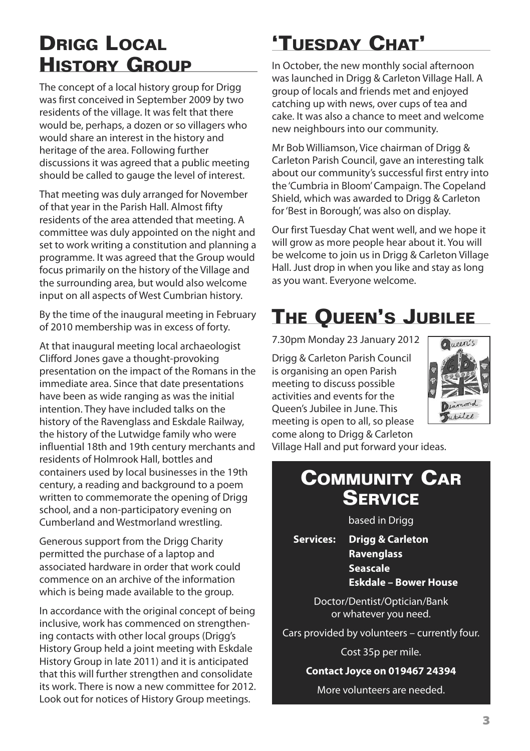# Drigg Local History Group

The concept of a local history group for Drigg was first conceived in September 2009 by two residents of the village. It was felt that there would be, perhaps, a dozen or so villagers who would share an interest in the history and heritage of the area. Following further discussions it was agreed that a public meeting should be called to gauge the level of interest.

That meeting was duly arranged for November of that year in the Parish Hall. Almost fifty residents of the area attended that meeting. A committee was duly appointed on the night and set to work writing a constitution and planning a programme. It was agreed that the Group would focus primarily on the history of the Village and the surrounding area, but would also welcome input on all aspects of West Cumbrian history.

By the time of the inaugural meeting in February of 2010 membership was in excess of forty.

At that inaugural meeting local archaeologist Clifford Jones gave a thought-provoking presentation on the impact of the Romans in the immediate area. Since that date presentations have been as wide ranging as was the initial intention. They have included talks on the history of the Ravenglass and Eskdale Railway, the history of the Lutwidge family who were influential 18th and 19th century merchants and residents of Holmrook Hall, bottles and containers used by local businesses in the 19th century, a reading and background to a poem written to commemorate the opening of Drigg school, and a non-participatory evening on Cumberland and Westmorland wrestling.

Generous support from the Drigg Charity permitted the purchase of a laptop and associated hardware in order that work could commence on an archive of the information which is being made available to the group.

In accordance with the original concept of being inclusive, work has commenced on strengthening contacts with other local groups (Drigg's History Group held a joint meeting with Eskdale History Group in late 2011) and it is anticipated that this will further strengthen and consolidate its work. There is now a new committee for 2012. Look out for notices of History Group meetings.

# 'Tuesday Chat'

In October, the new monthly social afternoon was launched in Drigg & Carleton Village Hall. A group of locals and friends met and enjoyed catching up with news, over cups of tea and cake. It was also a chance to meet and welcome new neighbours into our community.

Mr Bob Williamson, Vice chairman of Drigg & Carleton Parish Council, gave an interesting talk about our community's successful first entry into the 'Cumbria in Bloom' Campaign. The Copeland Shield, which was awarded to Drigg & Carleton for 'Best in Borough', was also on display.

Our first Tuesday Chat went well, and we hope it will grow as more people hear about it. You will be welcome to join us in Drigg & Carleton Village Hall. Just drop in when you like and stay as long as you want. Everyone welcome.

# The Queen's Jubilee

7.30pm Monday 23 January 2012

Drigg & Carleton Parish Council is organising an open Parish meeting to discuss possible activities and events for the Queen's Jubilee in June. This meeting is open to all, so please come along to Drigg & Carleton Village Hall and put forward your ideas.

# Community Car Service

based in Drigg

**Services:** **Drigg & Carleton**
**Ravenglass**
**Seascale**
**Eskdale – Bower House**

Doctor/Dentist/Optician/Bank or whatever you need.

Cars provided by volunteers – currently four.

Cost 35p per mile.

**Contact Joyce on 019467 24394**

More volunteers are needed.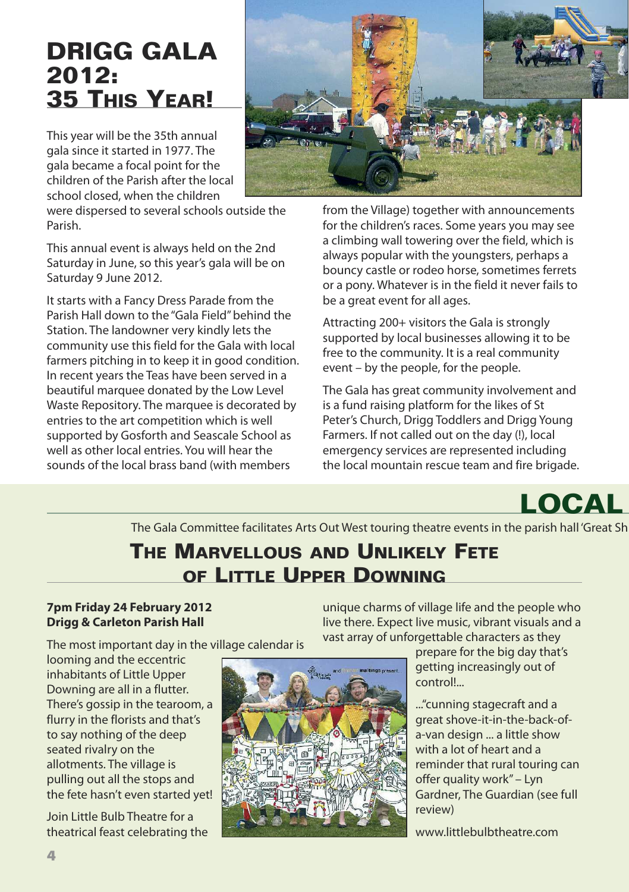# DRIGG GALA 2012: 35 THIS YEAR!

This year will be the 35th annual gala since it started in 1977. The gala became a focal point for the children of the Parish after the local school closed, when the children were dispersed to several schools outside the Parish.

This annual event is always held on the 2nd Saturday in June, so this year's gala will be on Saturday 9 June 2012.

It starts with a Fancy Dress Parade from the Parish Hall down to the "Gala Field" behind the Station. The landowner very kindly lets the community use this field for the Gala with local farmers pitching in to keep it in good condition. In recent years the Teas have been served in a beautiful marquee donated by the Low Level Waste Repository. The marquee is decorated by entries to the art competition which is well supported by Gosforth and Seascale School as well as other local entries. You will hear the sounds of the local brass band (with members from the Village) together with announcements for the children's races. Some years you may see a climbing wall towering over the field, which is always popular with the youngsters, perhaps a bouncy castle or rodeo horse, sometimes ferrets or a pony. Whatever is in the field never fails to be a great event for all ages.

Attracting 200+ visitors the Gala is strongly supported by local businesses allowing it to be free to the community. It is a real community event – by the people, for the people.

The Gala has great community involvement and is a fund raising platform for the likes of St Peter's Church, Drigg Toddlers and Drigg Young Farmers. If not called out on the day (!), local emergency services are represented including the local mountain rescue team and fire brigade.

# LOCAL

The Gala Committee facilitates Arts Out West touring theatre events in the parish hall 'Great Sh

## THE MARVELLOUS AND UNLIKELY FETE OF LITTLE UPPER DOWNING

**7pm Friday 24 February 2012**
**Drigg & Carleton Parish Hall**

The most important day in the village calendar is looming and the eccentric inhabitants of Little Upper Downing are all in a flutter. There's gossip in the tearoom, a flurry in the florists and that's to say nothing of the deep seated rivalry on the allotments. The village is pulling out all the stops and the fete hasn't even started yet!

Join Little Bulb Theatre for a theatrical feast celebrating the unique charms of village life and the people who live there. Expect live music, vibrant visuals and a vast array of unforgettable characters as they prepare for the big day that's getting increasingly out of control!...

..."cunning stagecraft and a great shove-it-in-the-back-of-a-van design ... a little show with a lot of heart and a reminder that rural touring can offer quality work" – Lyn Gardner, The Guardian (see full review)

www.littlebulbtheatre.com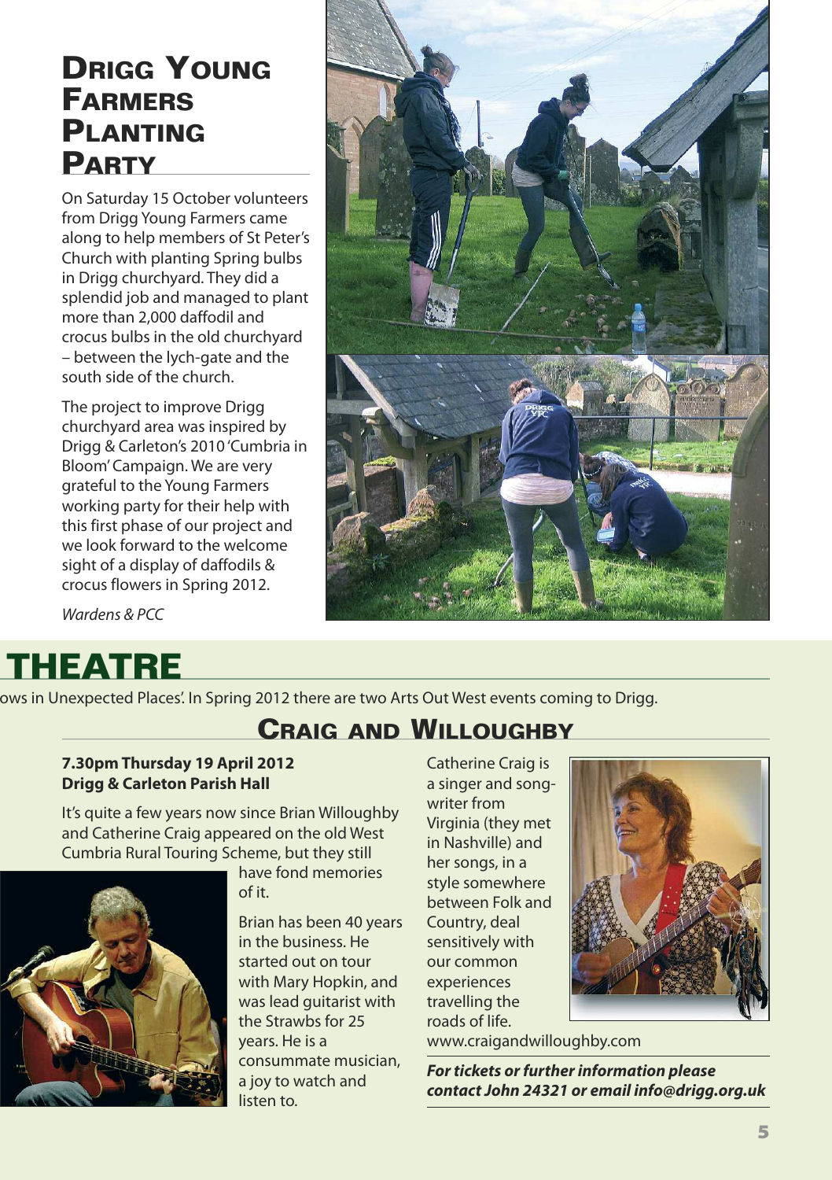## Drigg Young Farmers Planting Party

On Saturday 15 October volunteers from Drigg Young Farmers came along to help members of St Peter's Church with planting Spring bulbs in Drigg churchyard. They did a splendid job and managed to plant more than 2,000 daffodil and crocus bulbs in the old churchyard – between the lych-gate and the south side of the church.

The project to improve Drigg churchyard area was inspired by Drigg & Carleton's 2010 'Cumbria in Bloom' Campaign. We are very grateful to the Young Farmers working party for their help with this first phase of our project and we look forward to the welcome sight of a display of daffodils & crocus flowers in Spring 2012.

*Wardens & PCC*

# THEATRE

ows in Unexpected Places'. In Spring 2012 there are two Arts Out West events coming to Drigg.

## Craig and Willoughby

**7.30pm Thursday 19 April 2012**
**Drigg & Carleton Parish Hall**

It's quite a few years now since Brian Willoughby and Catherine Craig appeared on the old West Cumbria Rural Touring Scheme, but they still have fond memories of it.

Brian has been 40 years in the business. He started out on tour with Mary Hopkin, and was lead guitarist with the Strawbs for 25 years. He is a consummate musician, a joy to watch and listen to.

Catherine Craig is a singer and song-writer from Virginia (they met in Nashville) and her songs, in a style somewhere between Folk and Country, deal sensitively with our common experiences travelling the roads of life.

www.craigandwilloughby.com

***For tickets or further information please contact John 24321 or email info@drigg.org.uk***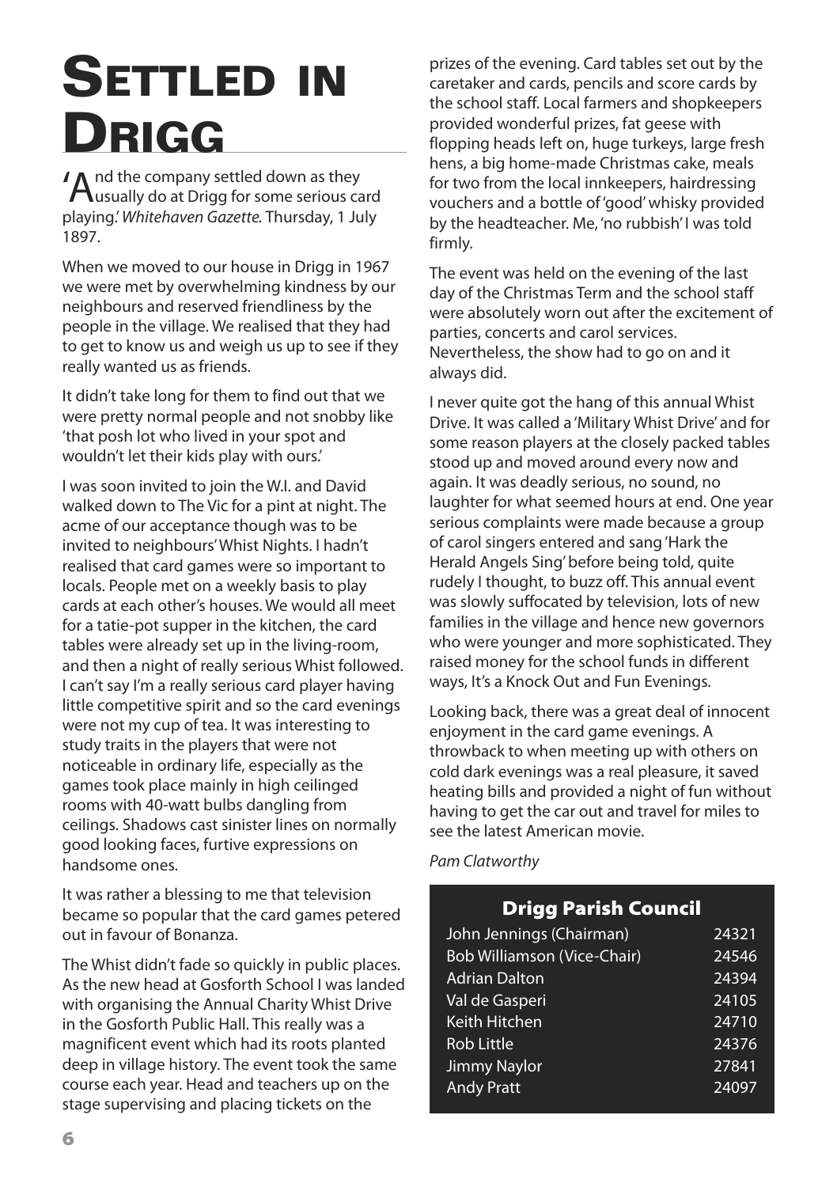# Settled in Drigg

'And the company settled down as they usually do at Drigg for some serious card playing.' *Whitehaven Gazette.* Thursday, 1 July 1897.

When we moved to our house in Drigg in 1967 we were met by overwhelming kindness by our neighbours and reserved friendliness by the people in the village. We realised that they had to get to know us and weigh us up to see if they really wanted us as friends.

It didn't take long for them to find out that we were pretty normal people and not snobby like 'that posh lot who lived in your spot and wouldn't let their kids play with ours.'

I was soon invited to join the W.I. and David walked down to The Vic for a pint at night. The acme of our acceptance though was to be invited to neighbours' Whist Nights. I hadn't realised that card games were so important to locals. People met on a weekly basis to play cards at each other's houses. We would all meet for a tatie-pot supper in the kitchen, the card tables were already set up in the living-room, and then a night of really serious Whist followed. I can't say I'm a really serious card player having little competitive spirit and so the card evenings were not my cup of tea. It was interesting to study traits in the players that were not noticeable in ordinary life, especially as the games took place mainly in high ceilinged rooms with 40-watt bulbs dangling from ceilings. Shadows cast sinister lines on normally good looking faces, furtive expressions on handsome ones.

It was rather a blessing to me that television became so popular that the card games petered out in favour of Bonanza.

The Whist didn't fade so quickly in public places. As the new head at Gosforth School I was landed with organising the Annual Charity Whist Drive in the Gosforth Public Hall. This really was a magnificent event which had its roots planted deep in village history. The event took the same course each year. Head and teachers up on the stage supervising and placing tickets on the prizes of the evening. Card tables set out by the caretaker and cards, pencils and score cards by the school staff. Local farmers and shopkeepers provided wonderful prizes, fat geese with flopping heads left on, huge turkeys, large fresh hens, a big home-made Christmas cake, meals for two from the local innkeepers, hairdressing vouchers and a bottle of 'good' whisky provided by the headteacher. Me, 'no rubbish' I was told firmly.

The event was held on the evening of the last day of the Christmas Term and the school staff were absolutely worn out after the excitement of parties, concerts and carol services. Nevertheless, the show had to go on and it always did.

I never quite got the hang of this annual Whist Drive. It was called a 'Military Whist Drive' and for some reason players at the closely packed tables stood up and moved around every now and again. It was deadly serious, no sound, no laughter for what seemed hours at end. One year serious complaints were made because a group of carol singers entered and sang 'Hark the Herald Angels Sing' before being told, quite rudely I thought, to buzz off. This annual event was slowly suffocated by television, lots of new families in the village and hence new governors who were younger and more sophisticated. They raised money for the school funds in different ways, It's a Knock Out and Fun Evenings.

Looking back, there was a great deal of innocent enjoyment in the card game evenings. A throwback to when meeting up with others on cold dark evenings was a real pleasure, it saved heating bills and provided a night of fun without having to get the car out and travel for miles to see the latest American movie.

*Pam Clatworthy*

## Drigg Parish Council

| | |
|---|---|
| John Jennings (Chairman) | 24321 |
| Bob Williamson (Vice-Chair) | 24546 |
| Adrian Dalton | 24394 |
| Val de Gasperi | 24105 |
| Keith Hitchen | 24710 |
| Rob Little | 24376 |
| Jimmy Naylor | 27841 |
| Andy Pratt | 24097 |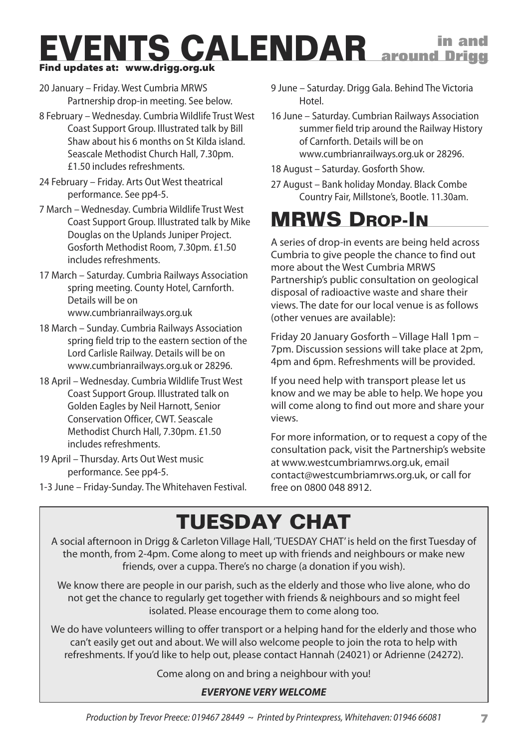# EVENTS CALENDAR in and around Drigg

**Find updates at: www.drigg.org.uk**

20 January – Friday. West Cumbria MRWS Partnership drop-in meeting. See below.

8 February – Wednesday. Cumbria Wildlife Trust West Coast Support Group. Illustrated talk by Bill Shaw about his 6 months on St Kilda island. Seascale Methodist Church Hall, 7.30pm. £1.50 includes refreshments.

24 February – Friday. Arts Out West theatrical performance. See pp4-5.

7 March – Wednesday. Cumbria Wildlife Trust West Coast Support Group. Illustrated talk by Mike Douglas on the Uplands Juniper Project. Gosforth Methodist Room, 7.30pm. £1.50 includes refreshments.

17 March – Saturday. Cumbria Railways Association spring meeting. County Hotel, Carnforth. Details will be on www.cumbrianrailways.org.uk

18 March – Sunday. Cumbria Railways Association spring field trip to the eastern section of the Lord Carlisle Railway. Details will be on www.cumbrianrailways.org.uk or 28296.

18 April – Wednesday. Cumbria Wildlife Trust West Coast Support Group. Illustrated talk on Golden Eagles by Neil Harnott, Senior Conservation Officer, CWT. Seascale Methodist Church Hall, 7.30pm. £1.50 includes refreshments.

19 April – Thursday. Arts Out West music performance. See pp4-5.

1-3 June – Friday-Sunday. The Whitehaven Festival.

9 June – Saturday. Drigg Gala. Behind The Victoria Hotel.

16 June – Saturday. Cumbrian Railways Association summer field trip around the Railway History of Carnforth. Details will be on www.cumbrianrailways.org.uk or 28296.

18 August – Saturday. Gosforth Show.

27 August – Bank holiday Monday. Black Combe Country Fair, Millstone's, Bootle. 11.30am.

## MRWS Drop-In

A series of drop-in events are being held across Cumbria to give people the chance to find out more about the West Cumbria MRWS Partnership's public consultation on geological disposal of radioactive waste and share their views. The date for our local venue is as follows (other venues are available):

Friday 20 January Gosforth – Village Hall 1pm – 7pm. Discussion sessions will take place at 2pm, 4pm and 6pm. Refreshments will be provided.

If you need help with transport please let us know and we may be able to help. We hope you will come along to find out more and share your views.

For more information, or to request a copy of the consultation pack, visit the Partnership's website at www.westcumbriamrws.org.uk, email contact@westcumbriamrws.org.uk, or call for free on 0800 048 8912.

## TUESDAY CHAT

A social afternoon in Drigg & Carleton Village Hall, 'TUESDAY CHAT' is held on the first Tuesday of the month, from 2-4pm. Come along to meet up with friends and neighbours or make new friends, over a cuppa. There's no charge (a donation if you wish).

We know there are people in our parish, such as the elderly and those who live alone, who do not get the chance to regularly get together with friends & neighbours and so might feel isolated. Please encourage them to come along too.

We do have volunteers willing to offer transport or a helping hand for the elderly and those who can't easily get out and about. We will also welcome people to join the rota to help with refreshments. If you'd like to help out, please contact Hannah (24021) or Adrienne (24272).

Come along on and bring a neighbour with you!

***EVERYONE VERY WELCOME***

*Production by Trevor Preece: 019467 28449 ~ Printed by Printexpress, Whitehaven: 01946 66081*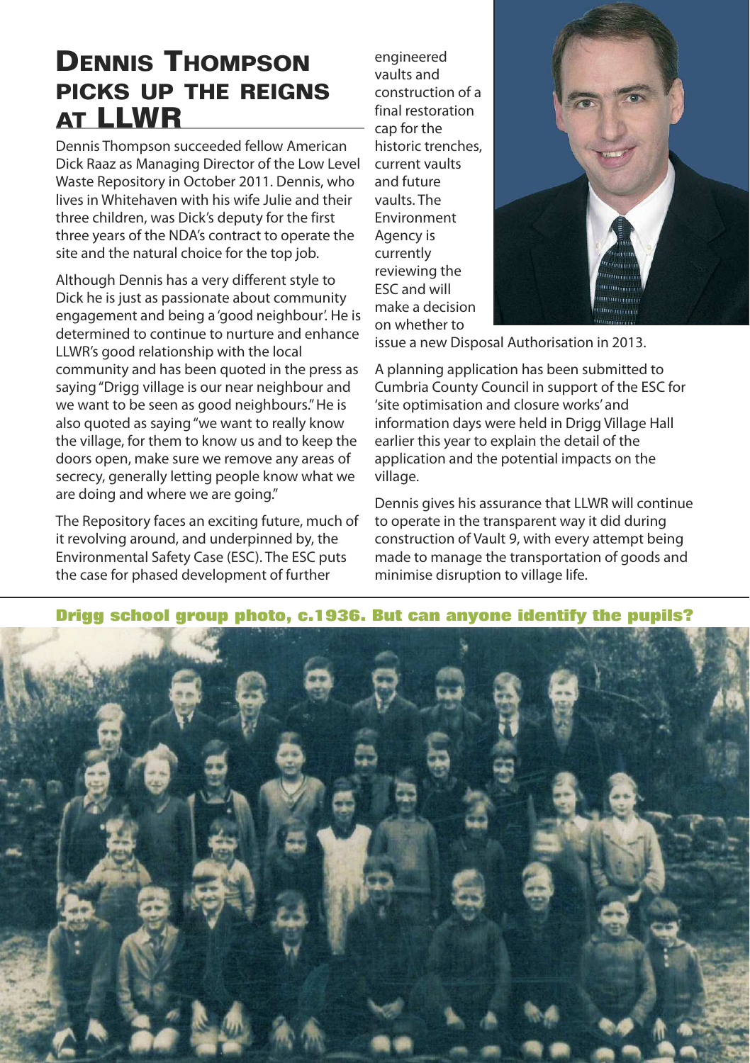# Dennis Thompson picks up the reigns at LLWR

Dennis Thompson succeeded fellow American Dick Raaz as Managing Director of the Low Level Waste Repository in October 2011. Dennis, who lives in Whitehaven with his wife Julie and their three children, was Dick's deputy for the first three years of the NDA's contract to operate the site and the natural choice for the top job.

Although Dennis has a very different style to Dick he is just as passionate about community engagement and being a 'good neighbour'. He is determined to continue to nurture and enhance LLWR's good relationship with the local community and has been quoted in the press as saying "Drigg village is our near neighbour and we want to be seen as good neighbours." He is also quoted as saying "we want to really know the village, for them to know us and to keep the doors open, make sure we remove any areas of secrecy, generally letting people know what we are doing and where we are going."

The Repository faces an exciting future, much of it revolving around, and underpinned by, the Environmental Safety Case (ESC). The ESC puts the case for phased development of further engineered vaults and construction of a final restoration cap for the historic trenches, current vaults and future vaults. The Environment Agency is currently reviewing the ESC and will make a decision on whether to issue a new Disposal Authorisation in 2013.

A planning application has been submitted to Cumbria County Council in support of the ESC for 'site optimisation and closure works' and information days were held in Drigg Village Hall earlier this year to explain the detail of the application and the potential impacts on the village.

Dennis gives his assurance that LLWR will continue to operate in the transparent way it did during construction of Vault 9, with every attempt being made to manage the transportation of goods and minimise disruption to village life.

**Drigg school group photo, c.1936. But can anyone identify the pupils?**